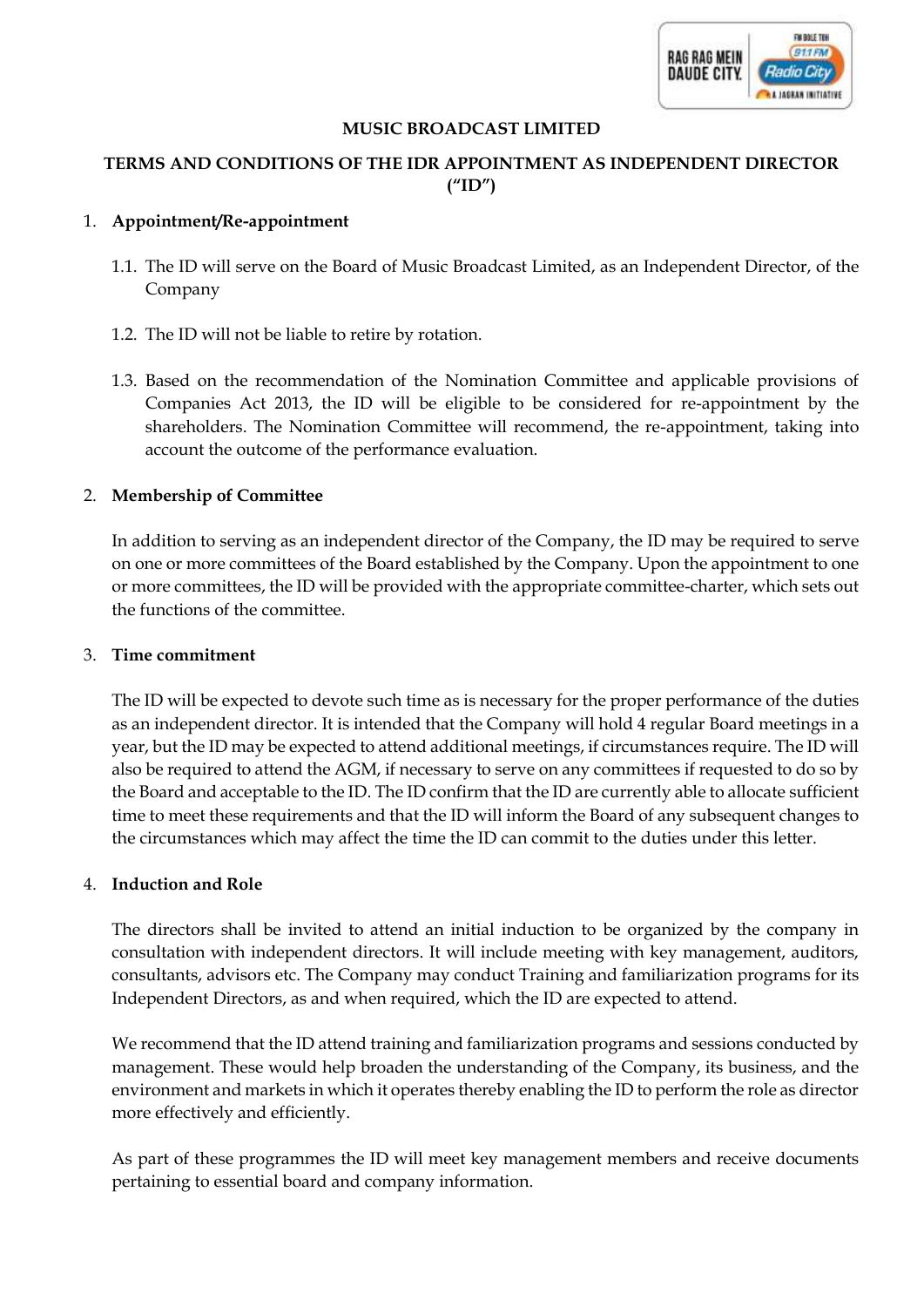# MUSIC BROADCAST LIMITED

## TERMS AND CONDITIONS OF THE IDR APPOINTMENT AS INDEPENDENT DIRECTOR ("ID")

1. **Appointment/Re-appointment**

   1.1. The ID will serve on the Board of Music Broadcast Limited, as an Independent Director, of the Company

   1.2. The ID will not be liable to retire by rotation.

   1.3. Based on the recommendation of the Nomination Committee and applicable provisions of Companies Act 2013, the ID will be eligible to be considered for re-appointment by the shareholders. The Nomination Committee will recommend, the re-appointment, taking into account the outcome of the performance evaluation.

2. **Membership of Committee**

   In addition to serving as an independent director of the Company, the ID may be required to serve on one or more committees of the Board established by the Company. Upon the appointment to one or more committees, the ID will be provided with the appropriate committee-charter, which sets out the functions of the committee.

3. **Time commitment**

   The ID will be expected to devote such time as is necessary for the proper performance of the duties as an independent director. It is intended that the Company will hold 4 regular Board meetings in a year, but the ID may be expected to attend additional meetings, if circumstances require. The ID will also be required to attend the AGM, if necessary to serve on any committees if requested to do so by the Board and acceptable to the ID. The ID confirm that the ID are currently able to allocate sufficient time to meet these requirements and that the ID will inform the Board of any subsequent changes to the circumstances which may affect the time the ID can commit to the duties under this letter.

4. **Induction and Role**

   The directors shall be invited to attend an initial induction to be organized by the company in consultation with independent directors. It will include meeting with key management, auditors, consultants, advisors etc. The Company may conduct Training and familiarization programs for its Independent Directors, as and when required, which the ID are expected to attend.

   We recommend that the ID attend training and familiarization programs and sessions conducted by management. These would help broaden the understanding of the Company, its business, and the environment and markets in which it operates thereby enabling the ID to perform the role as director more effectively and efficiently.

   As part of these programmes the ID will meet key management members and receive documents pertaining to essential board and company information.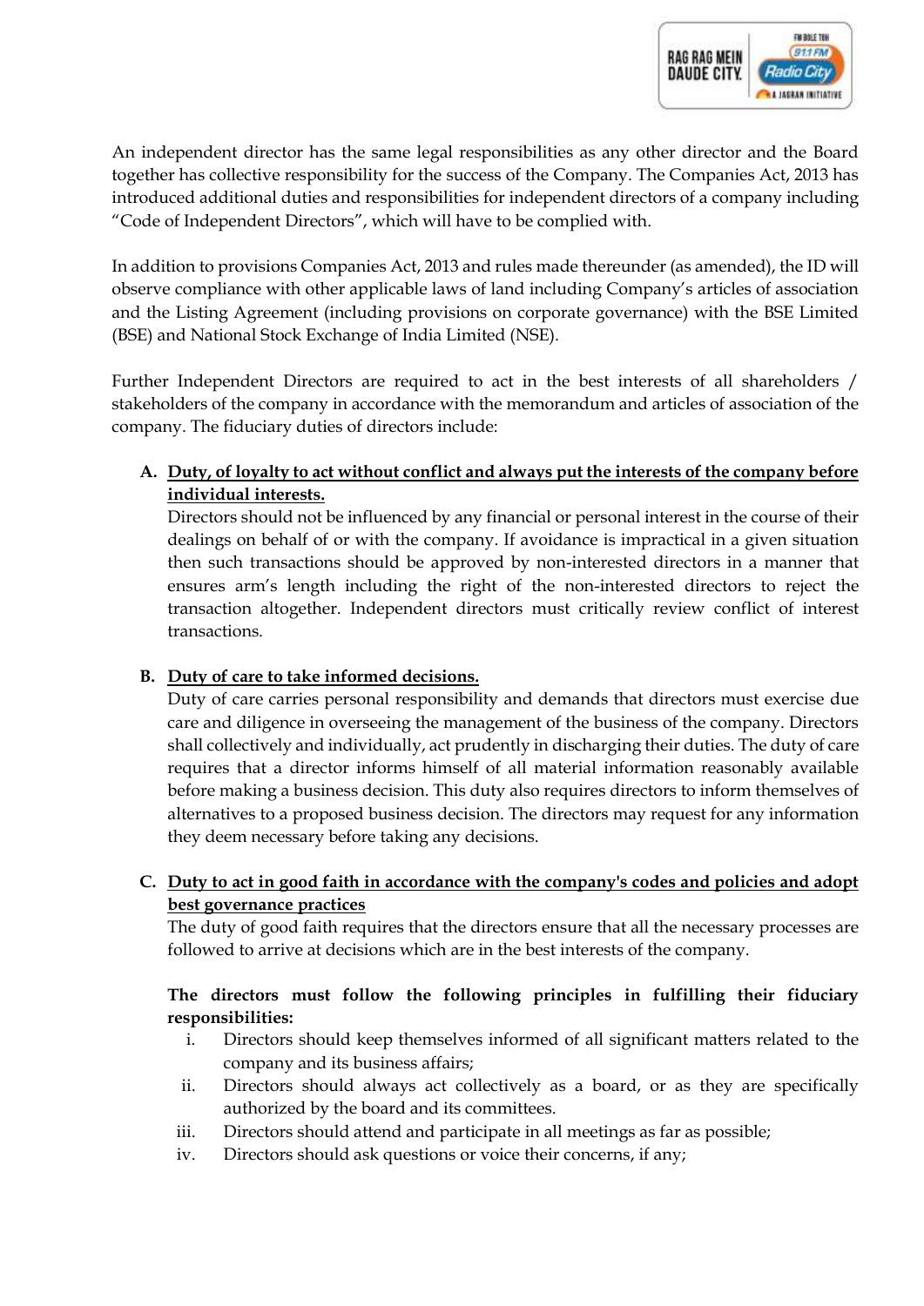An independent director has the same legal responsibilities as any other director and the Board together has collective responsibility for the success of the Company. The Companies Act, 2013 has introduced additional duties and responsibilities for independent directors of a company including "Code of Independent Directors", which will have to be complied with.

In addition to provisions Companies Act, 2013 and rules made thereunder (as amended), the ID will observe compliance with other applicable laws of land including Company's articles of association and the Listing Agreement (including provisions on corporate governance) with the BSE Limited (BSE) and National Stock Exchange of India Limited (NSE).

Further Independent Directors are required to act in the best interests of all shareholders / stakeholders of the company in accordance with the memorandum and articles of association of the company. The fiduciary duties of directors include:

**A. <u>Duty, of loyalty to act without conflict and always put the interests of the company before individual interests.</u>**

Directors should not be influenced by any financial or personal interest in the course of their dealings on behalf of or with the company. If avoidance is impractical in a given situation then such transactions should be approved by non-interested directors in a manner that ensures arm's length including the right of the non-interested directors to reject the transaction altogether. Independent directors must critically review conflict of interest transactions.

**B. <u>Duty of care to take informed decisions.</u>**

Duty of care carries personal responsibility and demands that directors must exercise due care and diligence in overseeing the management of the business of the company. Directors shall collectively and individually, act prudently in discharging their duties. The duty of care requires that a director informs himself of all material information reasonably available before making a business decision. This duty also requires directors to inform themselves of alternatives to a proposed business decision. The directors may request for any information they deem necessary before taking any decisions.

**C. <u>Duty to act in good faith in accordance with the company's codes and policies and adopt best governance practices</u>**

The duty of good faith requires that the directors ensure that all the necessary processes are followed to arrive at decisions which are in the best interests of the company.

**The directors must follow the following principles in fulfilling their fiduciary responsibilities:**

i. Directors should keep themselves informed of all significant matters related to the company and its business affairs;
ii. Directors should always act collectively as a board, or as they are specifically authorized by the board and its committees.
iii. Directors should attend and participate in all meetings as far as possible;
iv. Directors should ask questions or voice their concerns, if any;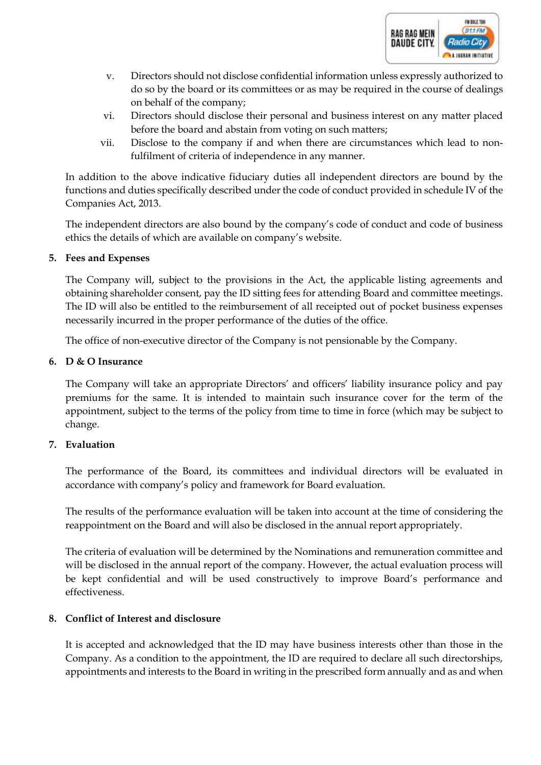v. Directors should not disclose confidential information unless expressly authorized to do so by the board or its committees or as may be required in the course of dealings on behalf of the company;

vi. Directors should disclose their personal and business interest on any matter placed before the board and abstain from voting on such matters;

vii. Disclose to the company if and when there are circumstances which lead to non-fulfilment of criteria of independence in any manner.

In addition to the above indicative fiduciary duties all independent directors are bound by the functions and duties specifically described under the code of conduct provided in schedule IV of the Companies Act, 2013.

The independent directors are also bound by the company's code of conduct and code of business ethics the details of which are available on company's website.

**5. Fees and Expenses**

The Company will, subject to the provisions in the Act, the applicable listing agreements and obtaining shareholder consent, pay the ID sitting fees for attending Board and committee meetings. The ID will also be entitled to the reimbursement of all receipted out of pocket business expenses necessarily incurred in the proper performance of the duties of the office.

The office of non-executive director of the Company is not pensionable by the Company.

**6. D & O Insurance**

The Company will take an appropriate Directors' and officers' liability insurance policy and pay premiums for the same. It is intended to maintain such insurance cover for the term of the appointment, subject to the terms of the policy from time to time in force (which may be subject to change.

**7. Evaluation**

The performance of the Board, its committees and individual directors will be evaluated in accordance with company's policy and framework for Board evaluation.

The results of the performance evaluation will be taken into account at the time of considering the reappointment on the Board and will also be disclosed in the annual report appropriately.

The criteria of evaluation will be determined by the Nominations and remuneration committee and will be disclosed in the annual report of the company. However, the actual evaluation process will be kept confidential and will be used constructively to improve Board's performance and effectiveness.

**8. Conflict of Interest and disclosure**

It is accepted and acknowledged that the ID may have business interests other than those in the Company. As a condition to the appointment, the ID are required to declare all such directorships, appointments and interests to the Board in writing in the prescribed form annually and as and when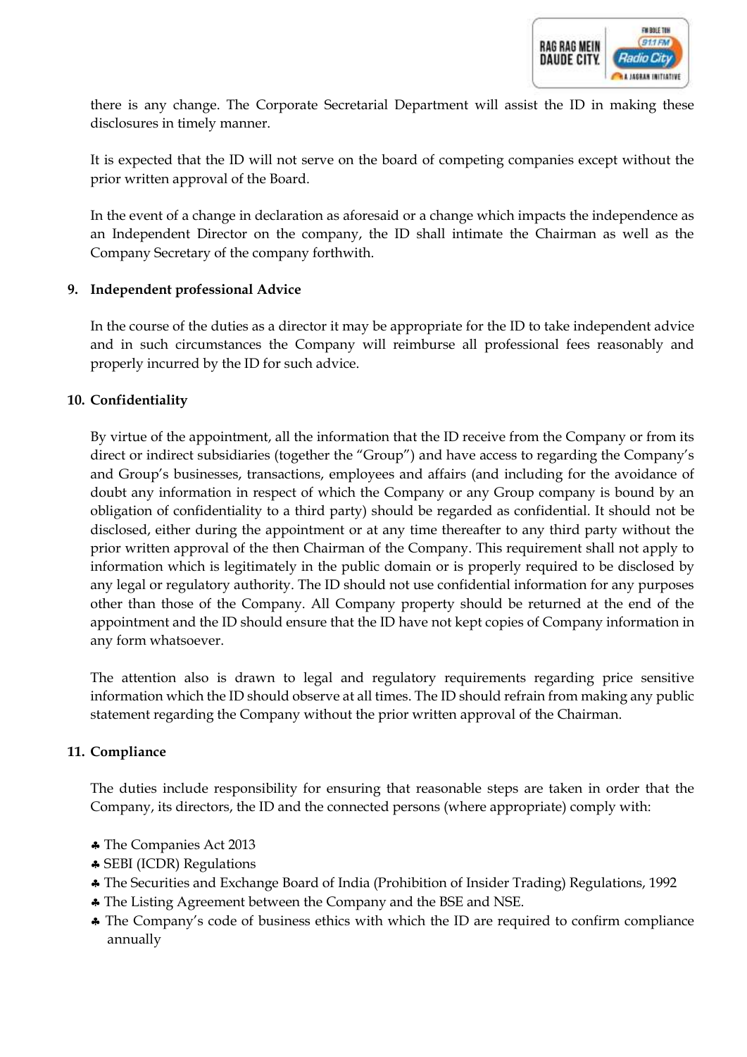there is any change. The Corporate Secretarial Department will assist the ID in making these disclosures in timely manner.

It is expected that the ID will not serve on the board of competing companies except without the prior written approval of the Board.

In the event of a change in declaration as aforesaid or a change which impacts the independence as an Independent Director on the company, the ID shall intimate the Chairman as well as the Company Secretary of the company forthwith.

**9. Independent professional Advice**

In the course of the duties as a director it may be appropriate for the ID to take independent advice and in such circumstances the Company will reimburse all professional fees reasonably and properly incurred by the ID for such advice.

**10. Confidentiality**

By virtue of the appointment, all the information that the ID receive from the Company or from its direct or indirect subsidiaries (together the "Group") and have access to regarding the Company's and Group's businesses, transactions, employees and affairs (and including for the avoidance of doubt any information in respect of which the Company or any Group company is bound by an obligation of confidentiality to a third party) should be regarded as confidential. It should not be disclosed, either during the appointment or at any time thereafter to any third party without the prior written approval of the then Chairman of the Company. This requirement shall not apply to information which is legitimately in the public domain or is properly required to be disclosed by any legal or regulatory authority. The ID should not use confidential information for any purposes other than those of the Company. All Company property should be returned at the end of the appointment and the ID should ensure that the ID have not kept copies of Company information in any form whatsoever.

The attention also is drawn to legal and regulatory requirements regarding price sensitive information which the ID should observe at all times. The ID should refrain from making any public statement regarding the Company without the prior written approval of the Chairman.

**11. Compliance**

The duties include responsibility for ensuring that reasonable steps are taken in order that the Company, its directors, the ID and the connected persons (where appropriate) comply with:

- The Companies Act 2013
- SEBI (ICDR) Regulations
- The Securities and Exchange Board of India (Prohibition of Insider Trading) Regulations, 1992
- The Listing Agreement between the Company and the BSE and NSE.
- The Company's code of business ethics with which the ID are required to confirm compliance annually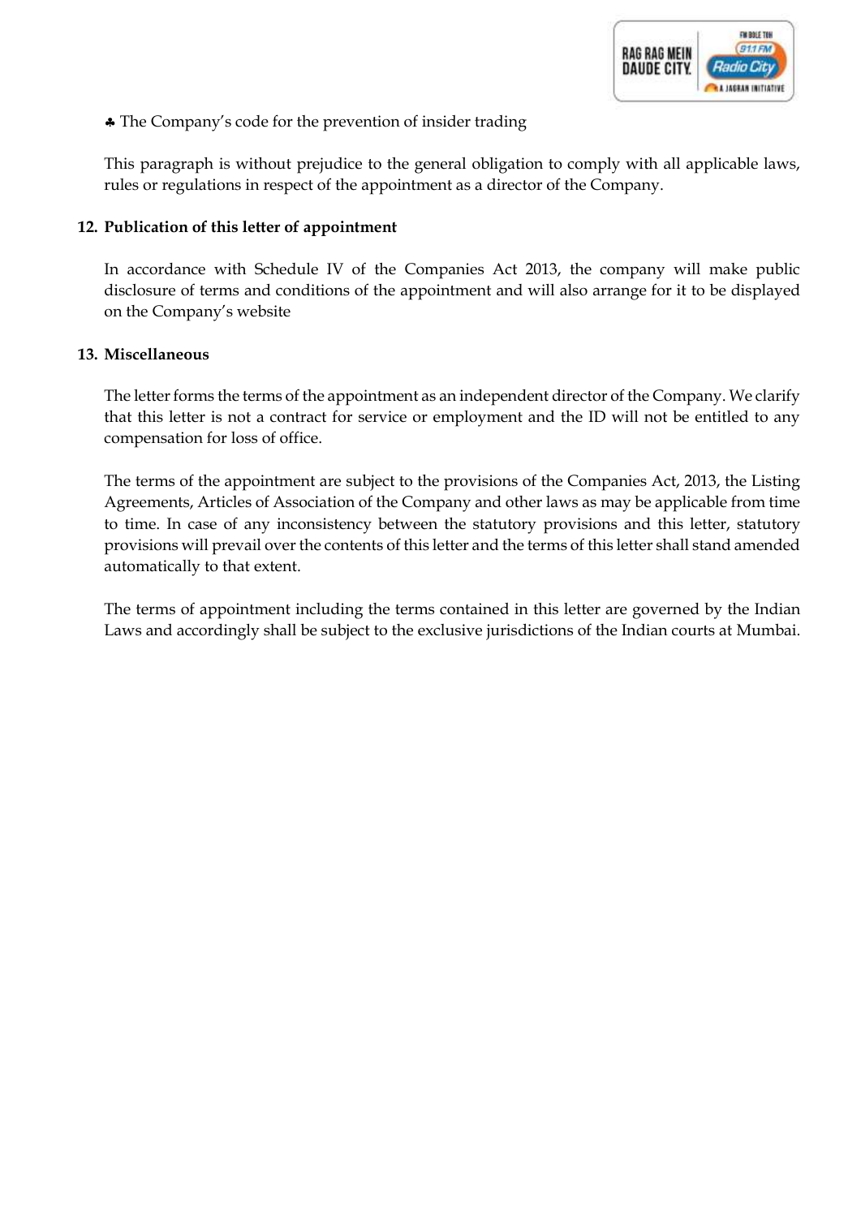♣ The Company's code for the prevention of insider trading

This paragraph is without prejudice to the general obligation to comply with all applicable laws, rules or regulations in respect of the appointment as a director of the Company.

**12. Publication of this letter of appointment**

In accordance with Schedule IV of the Companies Act 2013, the company will make public disclosure of terms and conditions of the appointment and will also arrange for it to be displayed on the Company's website

**13. Miscellaneous**

The letter forms the terms of the appointment as an independent director of the Company. We clarify that this letter is not a contract for service or employment and the ID will not be entitled to any compensation for loss of office.

The terms of the appointment are subject to the provisions of the Companies Act, 2013, the Listing Agreements, Articles of Association of the Company and other laws as may be applicable from time to time. In case of any inconsistency between the statutory provisions and this letter, statutory provisions will prevail over the contents of this letter and the terms of this letter shall stand amended automatically to that extent.

The terms of appointment including the terms contained in this letter are governed by the Indian Laws and accordingly shall be subject to the exclusive jurisdictions of the Indian courts at Mumbai.